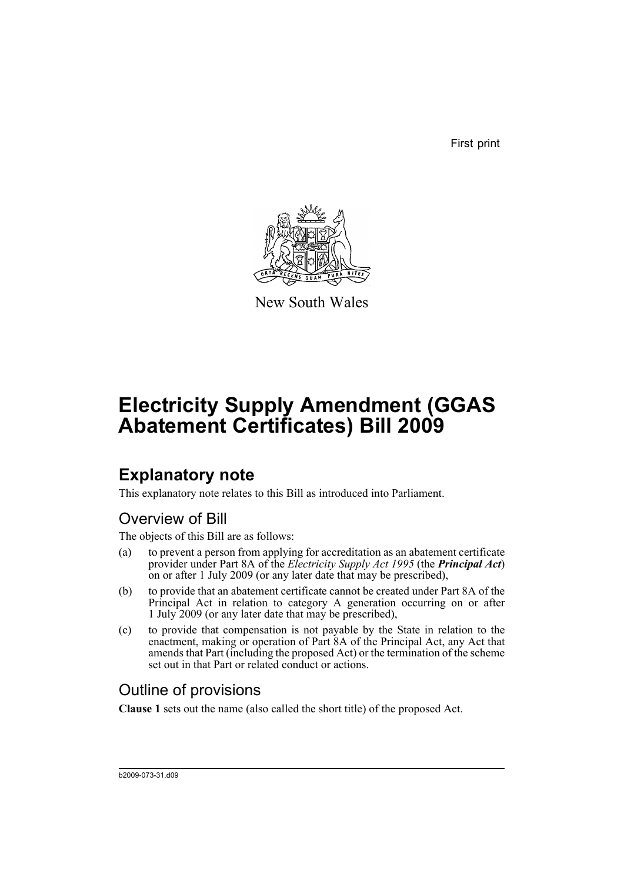First print

New South Wales

# Electricity Supply Amendment (GGAS Abatement Certificates) Bill 2009

## Explanatory note

This explanatory note relates to this Bill as introduced into Parliament.

### Overview of Bill

The objects of this Bill are as follows:

(a) to prevent a person from applying for accreditation as an abatement certificate provider under Part 8A of the *Electricity Supply Act 1995* (the ***Principal Act***) on or after 1 July 2009 (or any later date that may be prescribed),

(b) to provide that an abatement certificate cannot be created under Part 8A of the Principal Act in relation to category A generation occurring on or after 1 July 2009 (or any later date that may be prescribed),

(c) to provide that compensation is not payable by the State in relation to the enactment, making or operation of Part 8A of the Principal Act, any Act that amends that Part (including the proposed Act) or the termination of the scheme set out in that Part or related conduct or actions.

### Outline of provisions

**Clause 1** sets out the name (also called the short title) of the proposed Act.

b2009-073-31.d09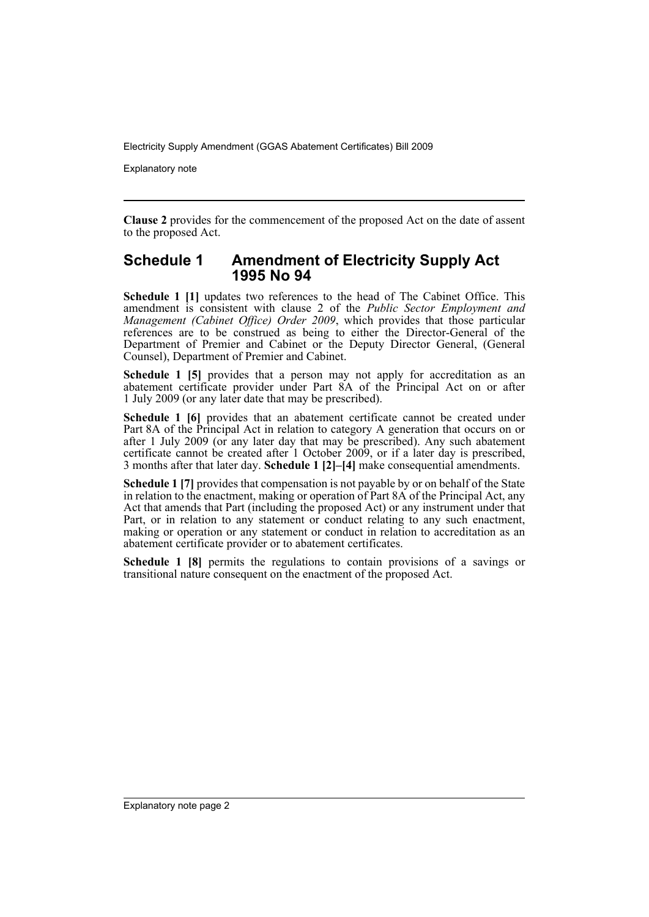**Clause 2** provides for the commencement of the proposed Act on the date of assent to the proposed Act.

## Schedule 1 Amendment of Electricity Supply Act 1995 No 94

**Schedule 1 [1]** updates two references to the head of The Cabinet Office. This amendment is consistent with clause 2 of the *Public Sector Employment and Management (Cabinet Office) Order 2009*, which provides that those particular references are to be construed as being to either the Director-General of the Department of Premier and Cabinet or the Deputy Director General, (General Counsel), Department of Premier and Cabinet.

**Schedule 1 [5]** provides that a person may not apply for accreditation as an abatement certificate provider under Part 8A of the Principal Act on or after 1 July 2009 (or any later date that may be prescribed).

**Schedule 1 [6]** provides that an abatement certificate cannot be created under Part 8A of the Principal Act in relation to category A generation that occurs on or after 1 July 2009 (or any later day that may be prescribed). Any such abatement certificate cannot be created after 1 October 2009, or if a later day is prescribed, 3 months after that later day. **Schedule 1 [2]–[4]** make consequential amendments.

**Schedule 1 [7]** provides that compensation is not payable by or on behalf of the State in relation to the enactment, making or operation of Part 8A of the Principal Act, any Act that amends that Part (including the proposed Act) or any instrument under that Part, or in relation to any statement or conduct relating to any such enactment, making or operation or any statement or conduct in relation to accreditation as an abatement certificate provider or to abatement certificates.

**Schedule 1 [8]** permits the regulations to contain provisions of a savings or transitional nature consequent on the enactment of the proposed Act.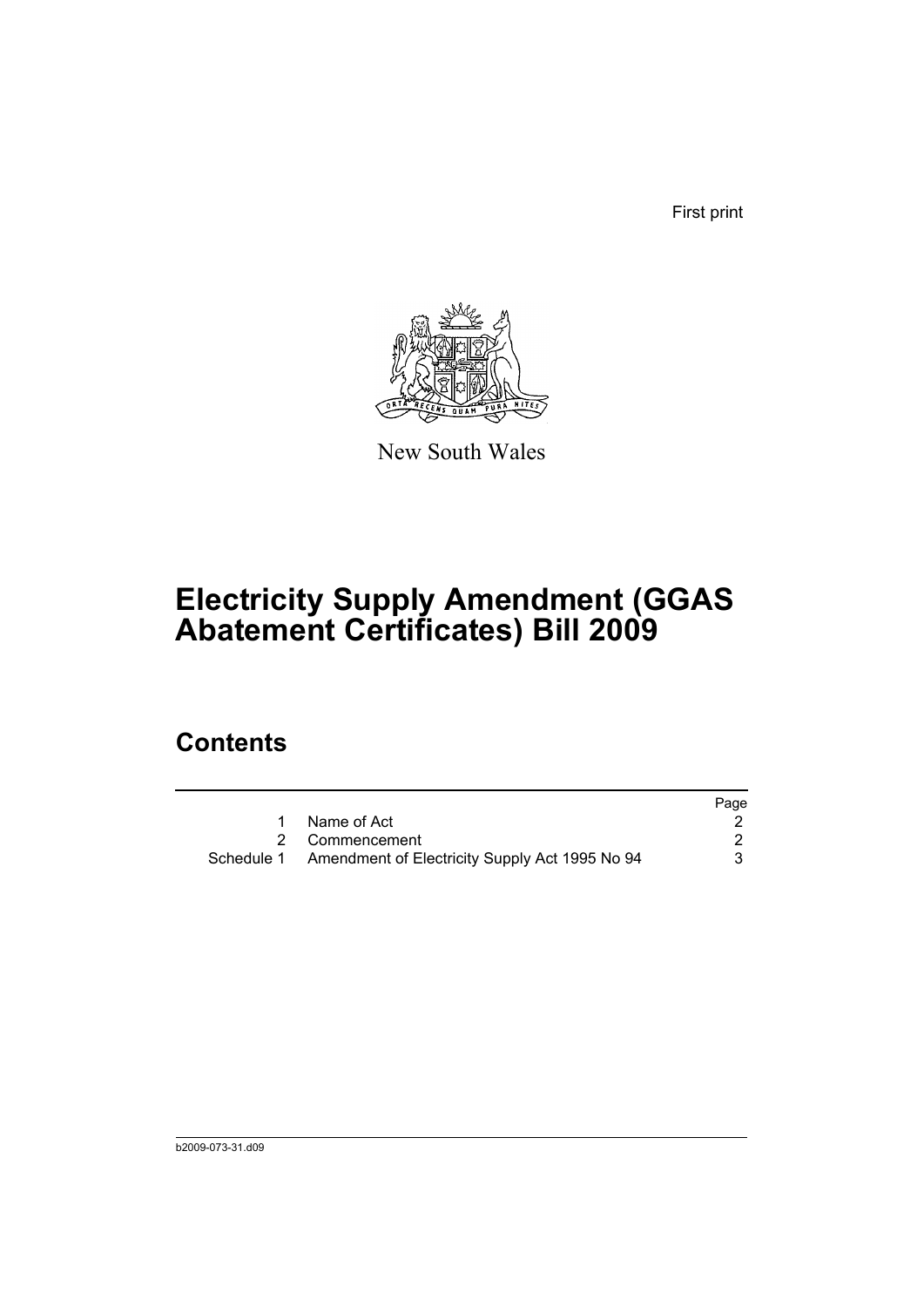First print

New South Wales

# Electricity Supply Amendment (GGAS Abatement Certificates) Bill 2009

## Contents

| | | Page |
|---|---|---|
| 1 | Name of Act | 2 |
| 2 | Commencement | 2 |
| Schedule 1 | Amendment of Electricity Supply Act 1995 No 94 | 3 |

b2009-073-31.d09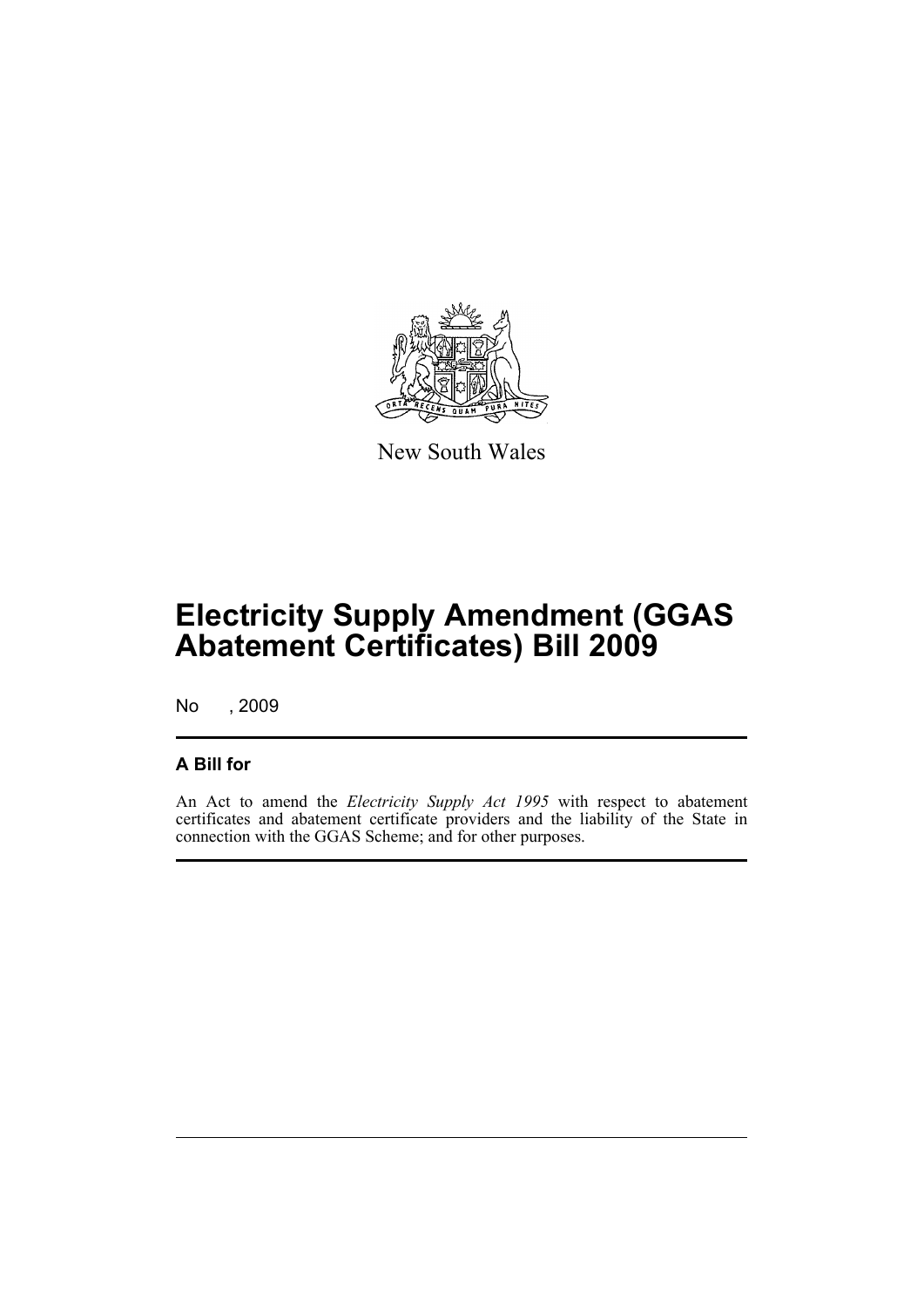New South Wales

# Electricity Supply Amendment (GGAS Abatement Certificates) Bill 2009

No , 2009

## A Bill for

An Act to amend the *Electricity Supply Act 1995* with respect to abatement certificates and abatement certificate providers and the liability of the State in connection with the GGAS Scheme; and for other purposes.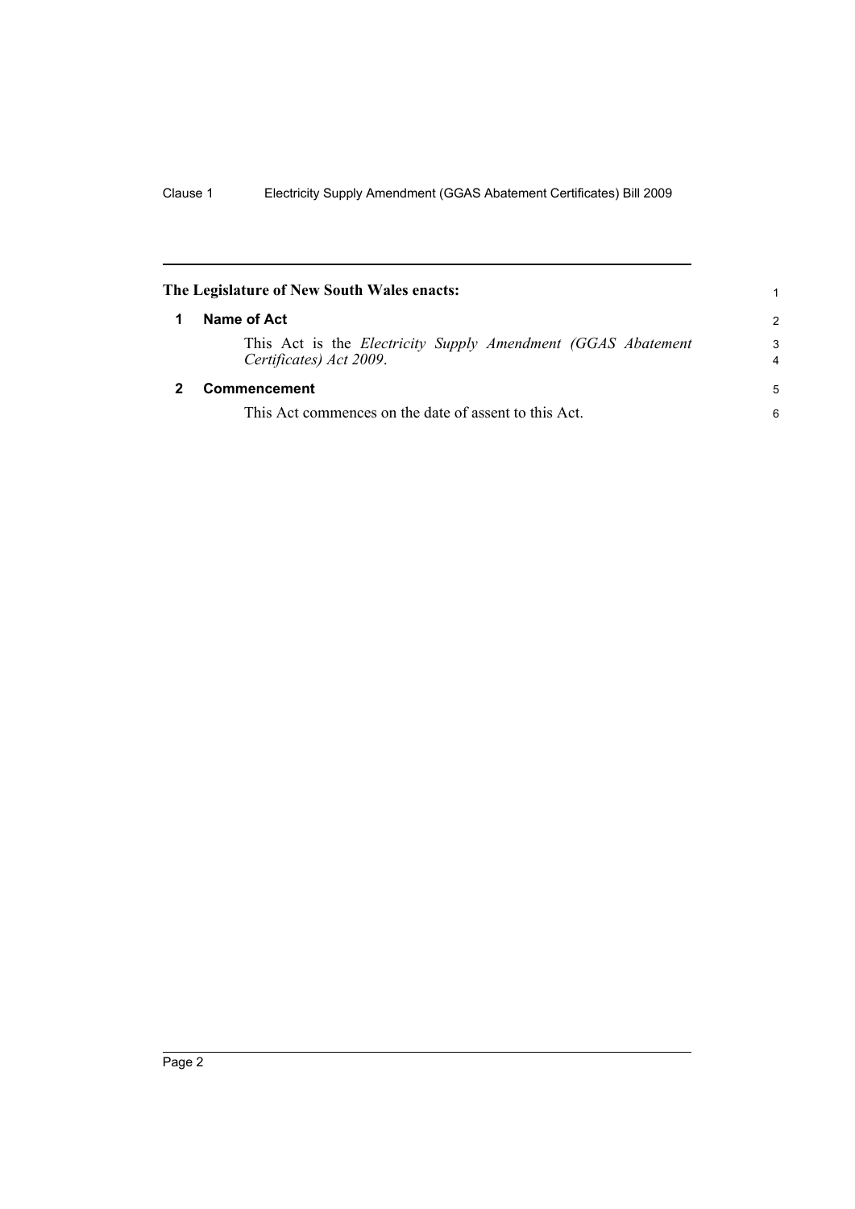**The Legislature of New South Wales enacts:**

## 1 Name of Act

This Act is the *Electricity Supply Amendment (GGAS Abatement Certificates) Act 2009*.

## 2 Commencement

This Act commences on the date of assent to this Act.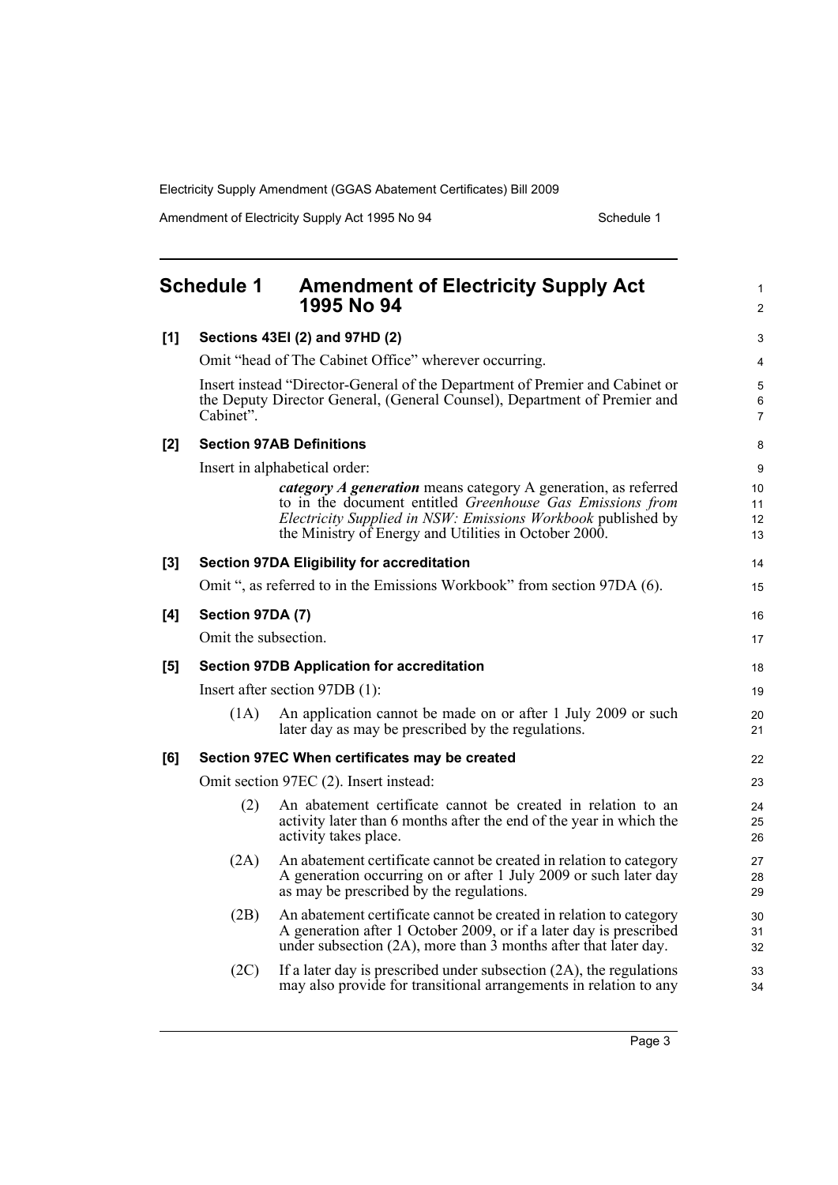## Schedule 1 Amendment of Electricity Supply Act 1995 No 94

**[1] Sections 43EI (2) and 97HD (2)**

Omit "head of The Cabinet Office" wherever occurring.

Insert instead "Director-General of the Department of Premier and Cabinet or the Deputy Director General, (General Counsel), Department of Premier and Cabinet".

**[2] Section 97AB Definitions**

Insert in alphabetical order:

> ***category A generation*** means category A generation, as referred to in the document entitled *Greenhouse Gas Emissions from Electricity Supplied in NSW: Emissions Workbook* published by the Ministry of Energy and Utilities in October 2000.

**[3] Section 97DA Eligibility for accreditation**

Omit ", as referred to in the Emissions Workbook" from section 97DA (6).

**[4] Section 97DA (7)**

Omit the subsection.

**[5] Section 97DB Application for accreditation**

Insert after section 97DB (1):

> (1A) An application cannot be made on or after 1 July 2009 or such later day as may be prescribed by the regulations.

**[6] Section 97EC When certificates may be created**

Omit section 97EC (2). Insert instead:

> (2) An abatement certificate cannot be created in relation to an activity later than 6 months after the end of the year in which the activity takes place.
>
> (2A) An abatement certificate cannot be created in relation to category A generation occurring on or after 1 July 2009 or such later day as may be prescribed by the regulations.
>
> (2B) An abatement certificate cannot be created in relation to category A generation after 1 October 2009, or if a later day is prescribed under subsection (2A), more than 3 months after that later day.
>
> (2C) If a later day is prescribed under subsection (2A), the regulations may also provide for transitional arrangements in relation to any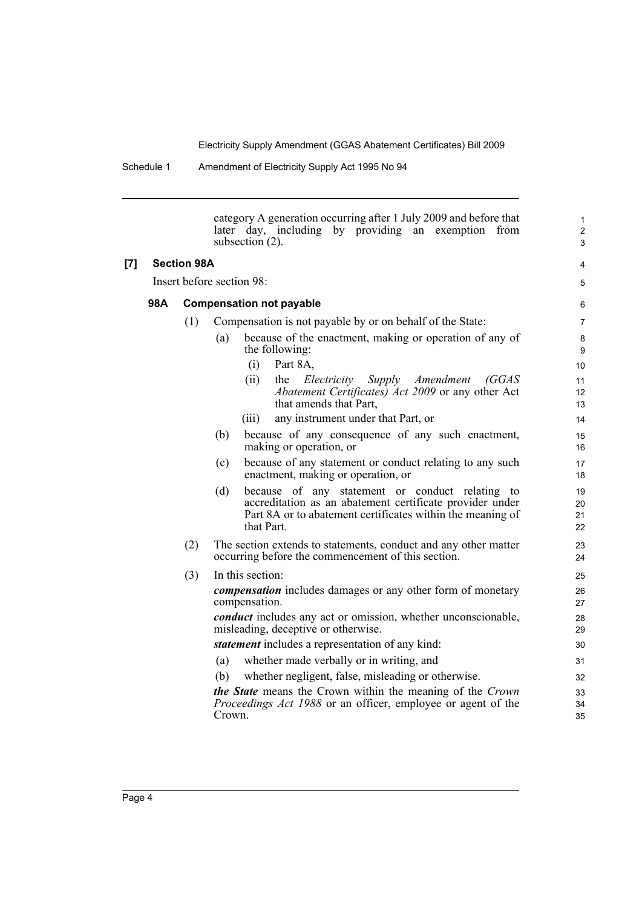category A generation occurring after 1 July 2009 and before that later day, including by providing an exemption from subsection (2).

**[7] Section 98A**

Insert before section 98:

### 98A Compensation not payable

(1) Compensation is not payable by or on behalf of the State:

- (a) because of the enactment, making or operation of any of the following:
  - (i) Part 8A,
  - (ii) the *Electricity Supply Amendment (GGAS Abatement Certificates) Act 2009* or any other Act that amends that Part,
  - (iii) any instrument under that Part, or
- (b) because of any consequence of any such enactment, making or operation, or
- (c) because of any statement or conduct relating to any such enactment, making or operation, or
- (d) because of any statement or conduct relating to accreditation as an abatement certificate provider under Part 8A or to abatement certificates within the meaning of that Part.

(2) The section extends to statements, conduct and any other matter occurring before the commencement of this section.

(3) In this section:

***compensation*** includes damages or any other form of monetary compensation.

***conduct*** includes any act or omission, whether unconscionable, misleading, deceptive or otherwise.

***statement*** includes a representation of any kind:

- (a) whether made verbally or in writing, and
- (b) whether negligent, false, misleading or otherwise.

***the State*** means the Crown within the meaning of the *Crown Proceedings Act 1988* or an officer, employee or agent of the Crown.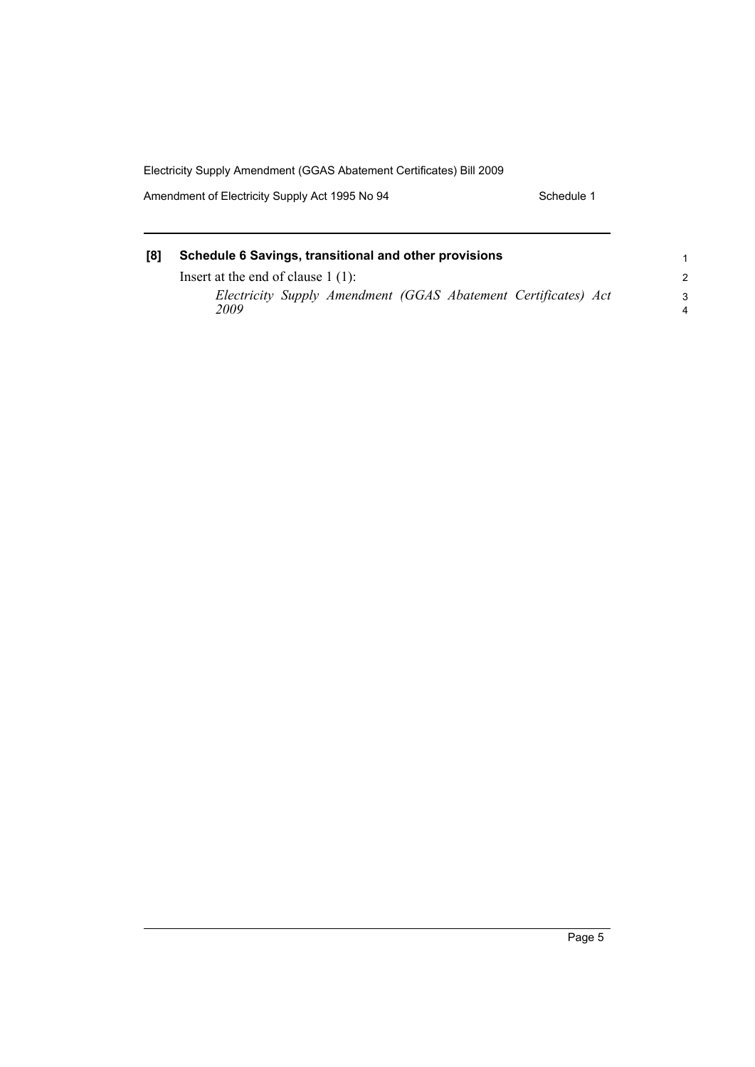### [8] Schedule 6 Savings, transitional and other provisions

Insert at the end of clause 1 (1):

*Electricity Supply Amendment (GGAS Abatement Certificates) Act 2009*